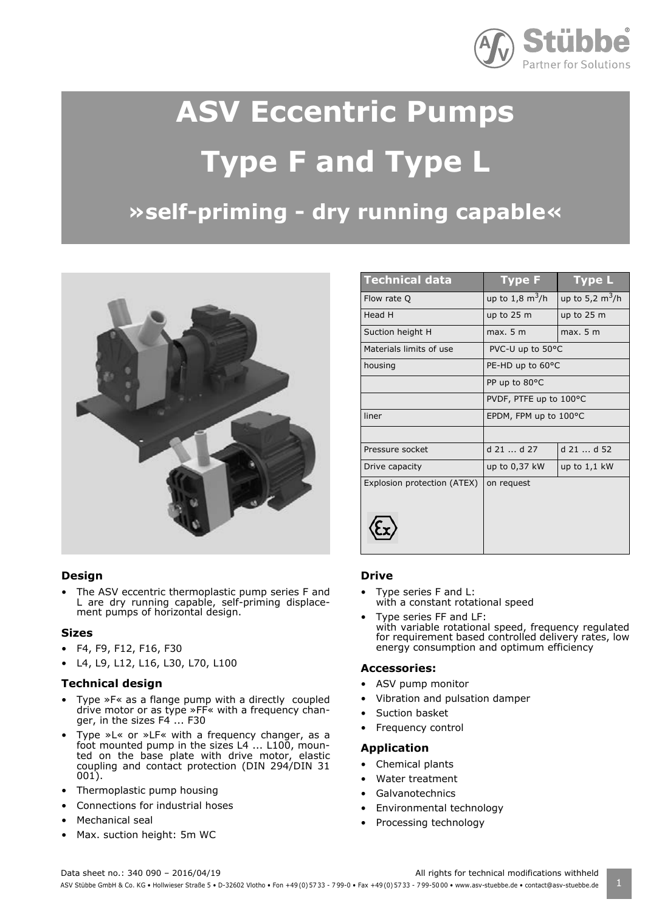# ASV Eccentric Pumps

# Type F and Type L

## »self-priming - dry running capable«

| Technical data | Type F | Type L |
|---|---|---|
| Flow rate Q | up to 1,8 $m^3$/h | up to 5,2 $m^3$/h |
| Head H | up to 25 m | up to 25 m |
| Suction height H | max. 5 m | max. 5 m |
| Materials limits of use | PVC-U up to 50°C | |
| housing | PE-HD up to 60°C | |
| | PP up to 80°C | |
| | PVDF, PTFE up to 100°C | |
| liner | EPDM, FPM up to 100°C | |
| | | |
| Pressure socket | d 21 ... d 27 | d 21 ... d 52 |
| Drive capacity | up to 0,37 kW | up to 1,1 kW |
| Explosion protection (ATEX) | on request | |

### Design

- The ASV eccentric thermoplastic pump series F and L are dry running capable, self-priming displacement pumps of horizontal design.

### Sizes

- F4, F9, F12, F16, F30
- L4, L9, L12, L16, L30, L70, L100

### Technical design

- Type »F« as a flange pump with a directly coupled drive motor or as type »FF« with a frequency changer, in the sizes F4 ... F30
- Type »L« or »LF« with a frequency changer, as a foot mounted pump in the sizes L4 ... L100, mounted on the base plate with drive motor, elastic coupling and contact protection (DIN 294/DIN 31 001).
- Thermoplastic pump housing
- Connections for industrial hoses
- Mechanical seal
- Max. suction height: 5m WC

### Drive

- Type series F and L:
  with a constant rotational speed
- Type series FF and LF:
  with variable rotational speed, frequency regulated for requirement based controlled delivery rates, low energy consumption and optimum efficiency

### Accessories:

- ASV pump monitor
- Vibration and pulsation damper
- Suction basket
- Frequency control

### Application

- Chemical plants
- Water treatment
- Galvanotechnics
- Environmental technology
- Processing technology

Data sheet no.: 340 090 – 2016/04/19 All rights for technical modifications withheld

ASV Stübbe GmbH & Co. KG • Hollwieser Straße 5 • D-32602 Vlotho • Fon +49 (0) 57 33 - 7 99-0 • Fax +49 (0) 57 33 - 7 99-50 00 • www.asv-stuebbe.de • contact@asv-stuebbe.de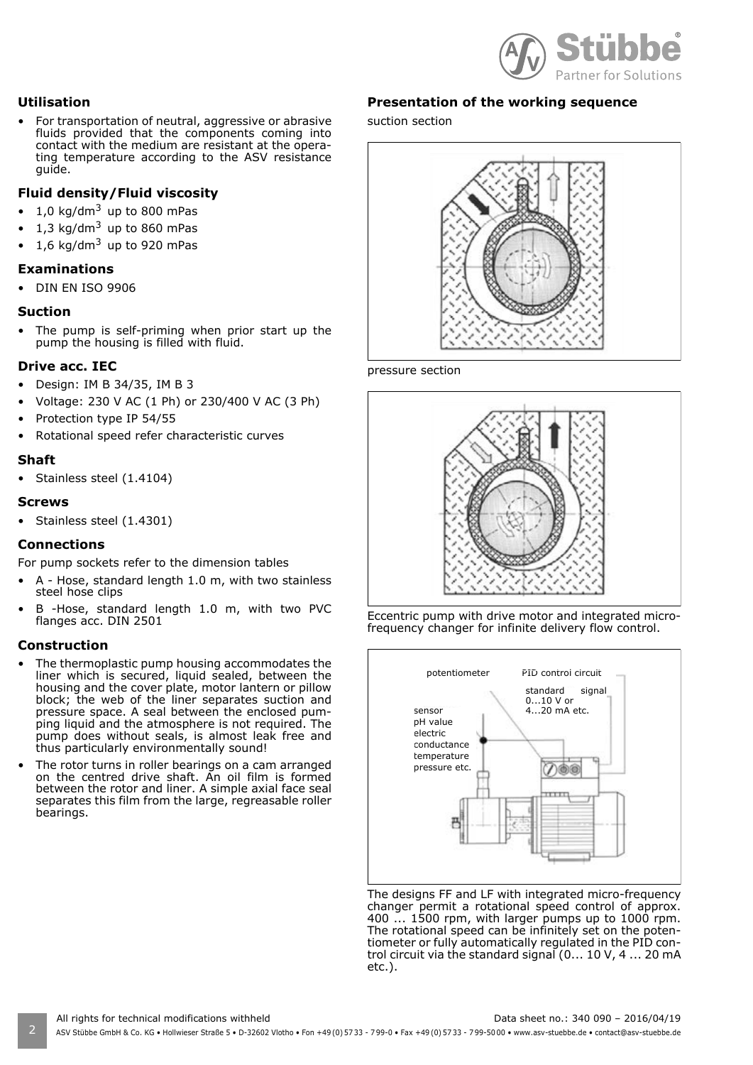## Utilisation

- For transportation of neutral, aggressive or abrasive fluids provided that the components coming into contact with the medium are resistant at the operating temperature according to the ASV resistance guide.

## Fluid density/Fluid viscosity

- 1,0 kg/dm$^3$ up to 800 mPas
- 1,3 kg/dm$^3$ up to 860 mPas
- 1,6 kg/dm$^3$ up to 920 mPas

## Examinations

- DIN EN ISO 9906

## Suction

- The pump is self-priming when prior start up the pump the housing is filled with fluid.

## Drive acc. IEC

- Design: IM B 34/35, IM B 3
- Voltage: 230 V AC (1 Ph) or 230/400 V AC (3 Ph)
- Protection type IP 54/55
- Rotational speed refer characteristic curves

## Shaft

- Stainless steel (1.4104)

## Screws

- Stainless steel (1.4301)

## Connections

For pump sockets refer to the dimension tables

- A - Hose, standard length 1.0 m, with two stainless steel hose clips
- B -Hose, standard length 1.0 m, with two PVC flanges acc. DIN 2501

## Construction

- The thermoplastic pump housing accommodates the liner which is secured, liquid sealed, between the housing and the cover plate, motor lantern or pillow block; the web of the liner separates suction and pressure space. A seal between the enclosed pumping liquid and the atmosphere is not required. The pump does without seals, is almost leak free and thus particularly environmentally sound!
- The rotor turns in roller bearings on a cam arranged on the centred drive shaft. An oil film is formed between the rotor and liner. A simple axial face seal separates this film from the large, regreasable roller bearings.

## Presentation of the working sequence

suction section

pressure section

Eccentric pump with drive motor and integrated micro-frequency changer for infinite delivery flow control.

potentiometer

PID control circuit

standard signal 0...10 V or 4...20 mA etc.

sensor
pH value
electric conductance
temperature
pressure etc.

The designs FF and LF with integrated micro-frequency changer permit a rotational speed control of approx. 400 ... 1500 rpm, with larger pumps up to 1000 rpm. The rotational speed can be infinitely set on the potentiometer or fully automatically regulated in the PID control circuit via the standard signal (0... 10 V, 4 ... 20 mA etc.).

All rights for technical modifications withheld

Data sheet no.: 340 090 – 2016/04/19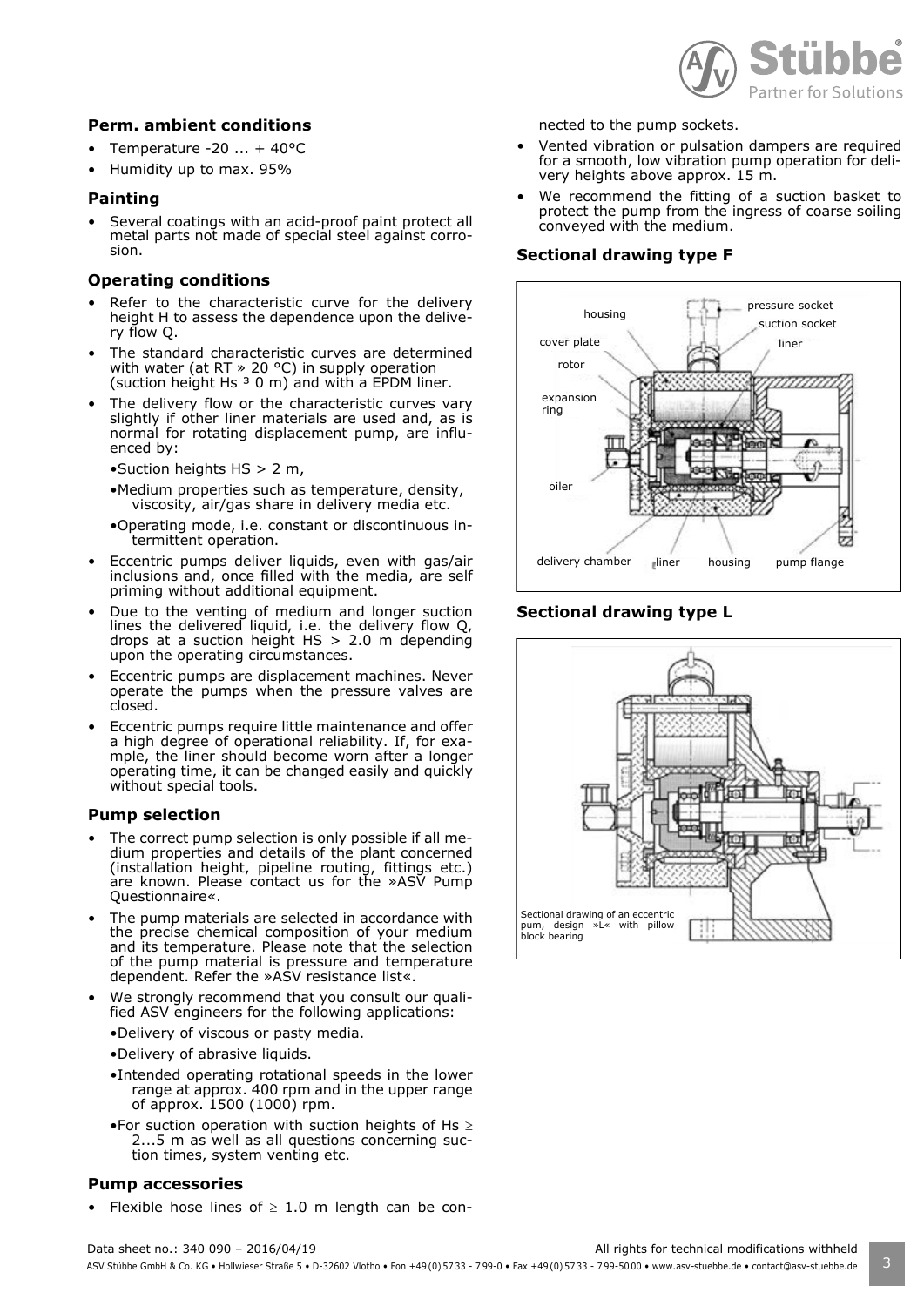## Perm. ambient conditions

- Temperature -20 ... + 40°C
- Humidity up to max. 95%

## Painting

- Several coatings with an acid-proof paint protect all metal parts not made of special steel against corrosion.

## Operating conditions

- Refer to the characteristic curve for the delivery height H to assess the dependence upon the delivery flow Q.
- The standard characteristic curves are determined with water (at RT » 20 °C) in supply operation (suction height Hs ³ 0 m) and with a EPDM liner.
- The delivery flow or the characteristic curves vary slightly if other liner materials are used and, as is normal for rotating displacement pump, are influenced by:
  - Suction heights HS > 2 m,
  - Medium properties such as temperature, density, viscosity, air/gas share in delivery media etc.
  - Operating mode, i.e. constant or discontinuous intermittent operation.
- Eccentric pumps deliver liquids, even with gas/air inclusions and, once filled with the media, are self priming without additional equipment.
- Due to the venting of medium and longer suction lines the delivered liquid, i.e. the delivery flow Q, drops at a suction height HS > 2.0 m depending upon the operating circumstances.
- Eccentric pumps are displacement machines. Never operate the pumps when the pressure valves are closed.
- Eccentric pumps require little maintenance and offer a high degree of operational reliability. If, for example, the liner should become worn after a longer operating time, it can be changed easily and quickly without special tools.

## Pump selection

- The correct pump selection is only possible if all medium properties and details of the plant concerned (installation height, pipeline routing, fittings etc.) are known. Please contact us for the »ASV Pump Questionnaire«.
- The pump materials are selected in accordance with the precise chemical composition of your medium and its temperature. Please note that the selection of the pump material is pressure and temperature dependent. Refer the »ASV resistance list«.
- We strongly recommend that you consult our qualified ASV engineers for the following applications:
  - Delivery of viscous or pasty media.
  - Delivery of abrasive liquids.
  - Intended operating rotational speeds in the lower range at approx. 400 rpm and in the upper range of approx. 1500 (1000) rpm.
  - For suction operation with suction heights of Hs ≥ 2...5 m as well as all questions concerning suction times, system venting etc.

## Pump accessories

- Flexible hose lines of ≥ 1.0 m length can be connected to the pump sockets.
- Vented vibration or pulsation dampers are required for a smooth, low vibration pump operation for delivery heights above approx. 15 m.
- We recommend the fitting of a suction basket to protect the pump from the ingress of coarse soiling conveyed with the medium.

## Sectional drawing type F

housing, pressure socket, suction socket, cover plate, liner, rotor, expansion ring, oiler, delivery chamber, liner, housing, pump flange

## Sectional drawing type L

Sectional drawing of an eccentric pum, design »L« with pillow block bearing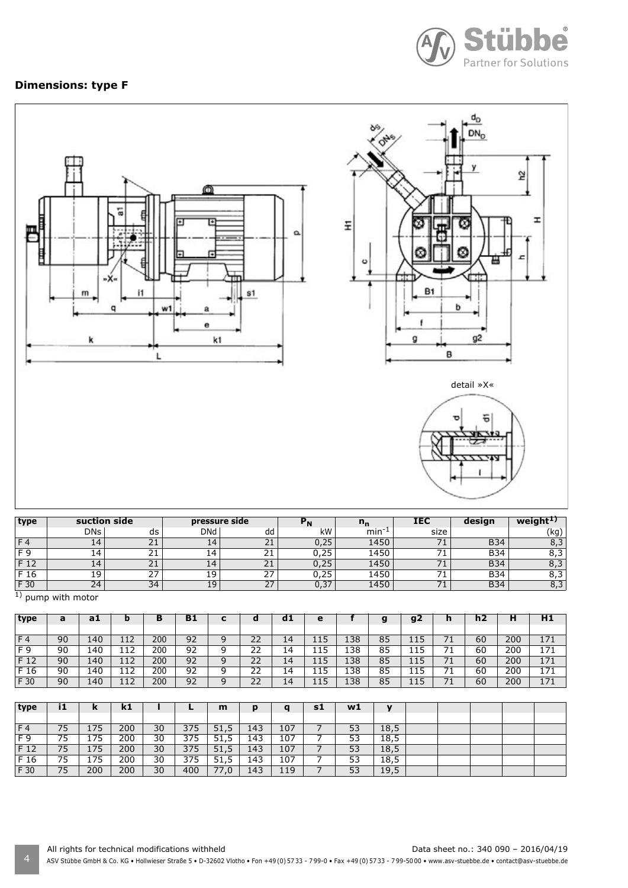## Dimensions: type F

detail »X«

| type | suction side | | pressure side | | $P_N$ | $n_n$ | IEC | design | weight[1] |
|---|---|---|---|---|---|---|---|---|---|
| | DNs | ds | DNd | dd | kW | $min^{-1}$ | size | | (kg) |
| F 4 | 14 | 21 | 14 | 21 | 0,25 | 1450 | 71 | B34 | 8,3 |
| F 9 | 14 | 21 | 14 | 21 | 0,25 | 1450 | 71 | B34 | 8,3 |
| F 12 | 14 | 21 | 14 | 21 | 0,25 | 1450 | 71 | B34 | 8,3 |
| F 16 | 19 | 27 | 19 | 27 | 0,25 | 1450 | 71 | B34 | 8,3 |
| F 30 | 24 | 34 | 19 | 27 | 0,37 | 1450 | 71 | B34 | 8,3 |

[1] pump with motor

| type | a | a1 | b | B | B1 | c | d | d1 | e | f | g | g2 | h | h2 | H | H1 |
|---|---|---|---|---|---|---|---|---|---|---|---|---|---|---|---|---|
| F 4 | 90 | 140 | 112 | 200 | 92 | 9 | 22 | 14 | 115 | 138 | 85 | 115 | 71 | 60 | 200 | 171 |
| F 9 | 90 | 140 | 112 | 200 | 92 | 9 | 22 | 14 | 115 | 138 | 85 | 115 | 71 | 60 | 200 | 171 |
| F 12 | 90 | 140 | 112 | 200 | 92 | 9 | 22 | 14 | 115 | 138 | 85 | 115 | 71 | 60 | 200 | 171 |
| F 16 | 90 | 140 | 112 | 200 | 92 | 9 | 22 | 14 | 115 | 138 | 85 | 115 | 71 | 60 | 200 | 171 |
| F 30 | 90 | 140 | 112 | 200 | 92 | 9 | 22 | 14 | 115 | 138 | 85 | 115 | 71 | 60 | 200 | 171 |

| type | i1 | k | k1 | l | L | m | p | q | s1 | w1 | y |
|---|---|---|---|---|---|---|---|---|---|---|---|
| F 4 | 75 | 175 | 200 | 30 | 375 | 51,5 | 143 | 107 | 7 | 53 | 18,5 |
| F 9 | 75 | 175 | 200 | 30 | 375 | 51,5 | 143 | 107 | 7 | 53 | 18,5 |
| F 12 | 75 | 175 | 200 | 30 | 375 | 51,5 | 143 | 107 | 7 | 53 | 18,5 |
| F 16 | 75 | 175 | 200 | 30 | 375 | 51,5 | 143 | 107 | 7 | 53 | 18,5 |
| F 30 | 75 | 200 | 200 | 30 | 400 | 77,0 | 143 | 119 | 7 | 53 | 19,5 |

All rights for technical modifications withheld

Data sheet no.: 340 090 – 2016/04/19

ASV Stübbe GmbH & Co. KG • Hollwieser Straße 5 • D-32602 Vlotho • Fon +49 (0) 57 33 - 7 99-0 • Fax +49 (0) 57 33 - 7 99-50 00 • www.asv-stuebbe.de • contact@asv-stuebbe.de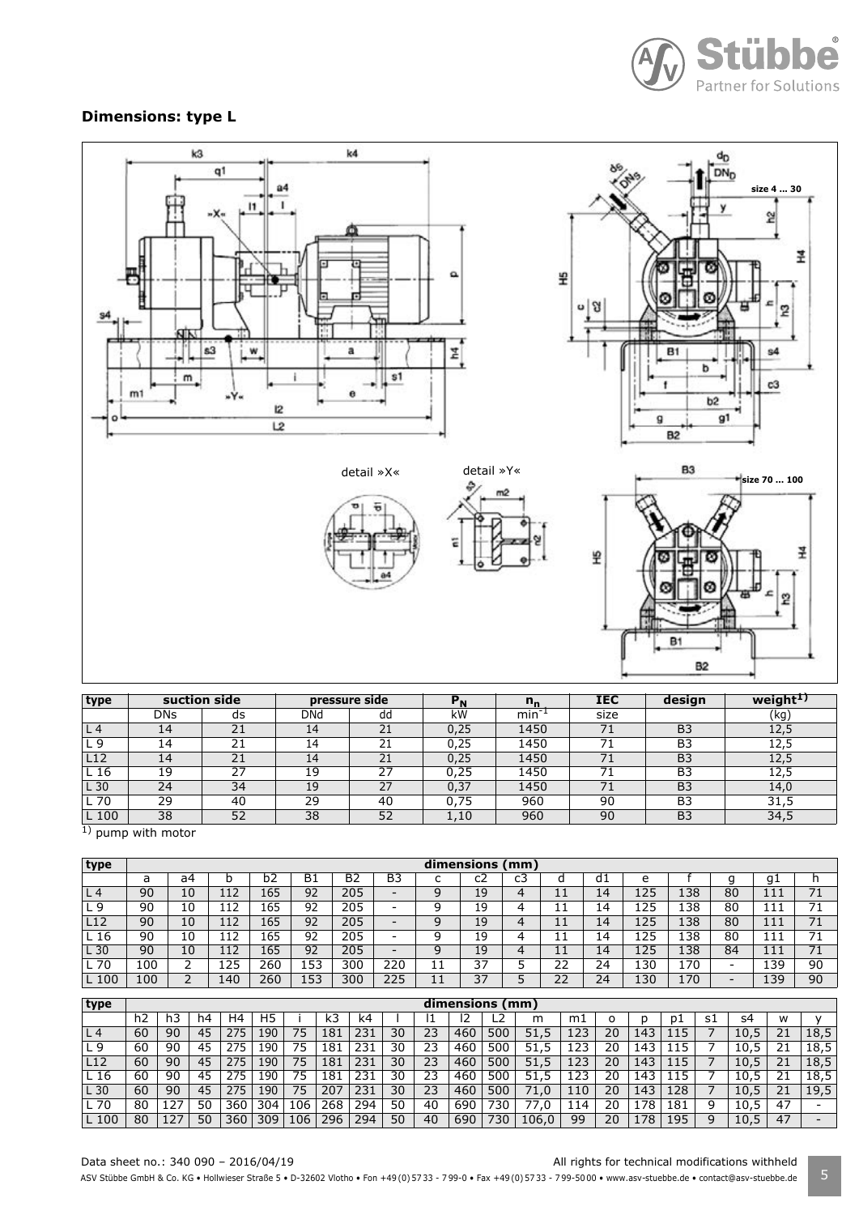## Dimensions: type L

detail »X«

detail »Y«

size 4 ... 30

size 70 ... 100

| type | suction side | | pressure side | | $P_N$ | $n_n$ | IEC | design | weight[1)] |
|---|---|---|---|---|---|---|---|---|---|
| | DNs | ds | DNd | dd | kW | $min^{-1}$ | size | | (kg) |
| L 4 | 14 | 21 | 14 | 21 | 0,25 | 1450 | 71 | B3 | 12,5 |
| L 9 | 14 | 21 | 14 | 21 | 0,25 | 1450 | 71 | B3 | 12,5 |
| L12 | 14 | 21 | 14 | 21 | 0,25 | 1450 | 71 | B3 | 12,5 |
| L 16 | 19 | 27 | 19 | 27 | 0,25 | 1450 | 71 | B3 | 12,5 |
| L 30 | 24 | 34 | 19 | 27 | 0,37 | 1450 | 71 | B3 | 14,0 |
| L 70 | 29 | 40 | 29 | 40 | 0,75 | 960 | 90 | B3 | 31,5 |
| L 100 | 38 | 52 | 38 | 52 | 1,10 | 960 | 90 | B3 | 34,5 |

1) pump with motor

| type | dimensions (mm) | | | | | | | | | | | | | | | | |
|---|---|---|---|---|---|---|---|---|---|---|---|---|---|---|---|---|---|
| | a | a4 | b | b2 | B1 | B2 | B3 | c | c2 | c3 | d | d1 | e | f | g | g1 | h |
| L 4 | 90 | 10 | 112 | 165 | 92 | 205 | - | 9 | 19 | 4 | 11 | 14 | 125 | 138 | 80 | 111 | 71 |
| L 9 | 90 | 10 | 112 | 165 | 92 | 205 | - | 9 | 19 | 4 | 11 | 14 | 125 | 138 | 80 | 111 | 71 |
| L12 | 90 | 10 | 112 | 165 | 92 | 205 | - | 9 | 19 | 4 | 11 | 14 | 125 | 138 | 80 | 111 | 71 |
| L 16 | 90 | 10 | 112 | 165 | 92 | 205 | - | 9 | 19 | 4 | 11 | 14 | 125 | 138 | 80 | 111 | 71 |
| L 30 | 90 | 10 | 112 | 165 | 92 | 205 | - | 9 | 19 | 4 | 11 | 14 | 125 | 138 | 84 | 111 | 71 |
| L 70 | 100 | 2 | 125 | 260 | 153 | 300 | 220 | 11 | 37 | 5 | 22 | 24 | 130 | 170 | - | 139 | 90 |
| L 100 | 100 | 2 | 140 | 260 | 153 | 300 | 225 | 11 | 37 | 5 | 22 | 24 | 130 | 170 | - | 139 | 90 |

| type | dimensions (mm) | | | | | | | | | | | | | | | | | | | | | |
|---|---|---|---|---|---|---|---|---|---|---|---|---|---|---|---|---|---|---|---|---|---|---|
| | h2 | h3 | h4 | H4 | H5 | i | k3 | k4 | l | l1 | l2 | L2 | m | m1 | o | p | p1 | s1 | s4 | w | y |
| L 4 | 60 | 90 | 45 | 275 | 190 | 75 | 181 | 231 | 30 | 23 | 460 | 500 | 51,5 | 123 | 20 | 143 | 115 | 7 | 10,5 | 21 | 18,5 |
| L 9 | 60 | 90 | 45 | 275 | 190 | 75 | 181 | 231 | 30 | 23 | 460 | 500 | 51,5 | 123 | 20 | 143 | 115 | 7 | 10,5 | 21 | 18,5 |
| L12 | 60 | 90 | 45 | 275 | 190 | 75 | 181 | 231 | 30 | 23 | 460 | 500 | 51,5 | 123 | 20 | 143 | 115 | 7 | 10,5 | 21 | 18,5 |
| L 16 | 60 | 90 | 45 | 275 | 190 | 75 | 181 | 231 | 30 | 23 | 460 | 500 | 51,5 | 123 | 20 | 143 | 115 | 7 | 10,5 | 21 | 18,5 |
| L 30 | 60 | 90 | 45 | 275 | 190 | 75 | 207 | 231 | 30 | 23 | 460 | 500 | 71,0 | 110 | 20 | 143 | 128 | 7 | 10,5 | 21 | 19,5 |
| L 70 | 80 | 127 | 50 | 360 | 304 | 106 | 268 | 294 | 50 | 40 | 690 | 730 | 77,0 | 114 | 20 | 178 | 181 | 9 | 10,5 | 47 | - |
| L 100 | 80 | 127 | 50 | 360 | 309 | 106 | 296 | 294 | 50 | 40 | 690 | 730 | 106,0 | 99 | 20 | 178 | 195 | 9 | 10,5 | 47 | - |

Data sheet no.: 340 090 – 2016/04/19

All rights for technical modifications withheld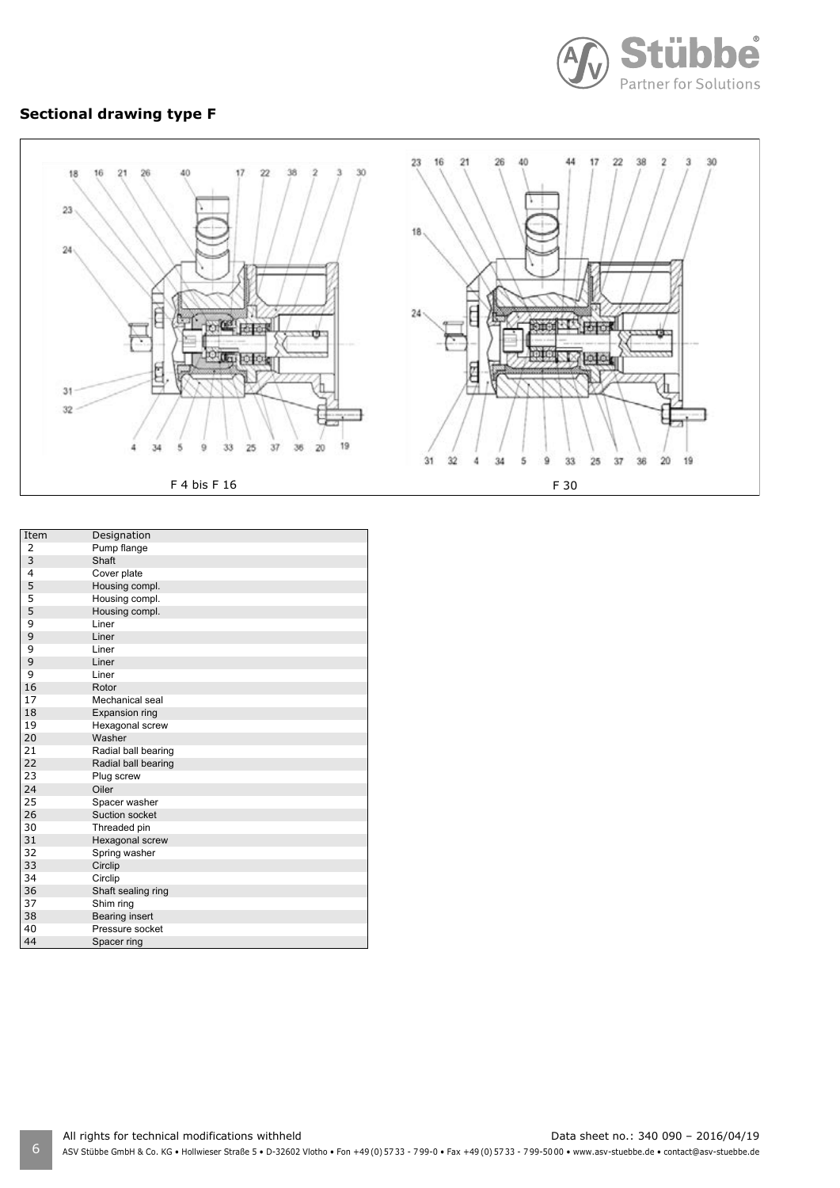## Sectional drawing type F

F 4 bis F 16

F 30

| Item | Designation |
|---|---|
| 2 | Pump flange |
| 3 | Shaft |
| 4 | Cover plate |
| 5 | Housing compl. |
| 5 | Housing compl. |
| 5 | Housing compl. |
| 9 | Liner |
| 9 | Liner |
| 9 | Liner |
| 9 | Liner |
| 9 | Liner |
| 16 | Rotor |
| 17 | Mechanical seal |
| 18 | Expansion ring |
| 19 | Hexagonal screw |
| 20 | Washer |
| 21 | Radial ball bearing |
| 22 | Radial ball bearing |
| 23 | Plug screw |
| 24 | Oiler |
| 25 | Spacer washer |
| 26 | Suction socket |
| 30 | Threaded pin |
| 31 | Hexagonal screw |
| 32 | Spring washer |
| 33 | Circlip |
| 34 | Circlip |
| 36 | Shaft sealing ring |
| 37 | Shim ring |
| 38 | Bearing insert |
| 40 | Pressure socket |
| 44 | Spacer ring |

All rights for technical modifications withheld

Data sheet no.: 340 090 – 2016/04/19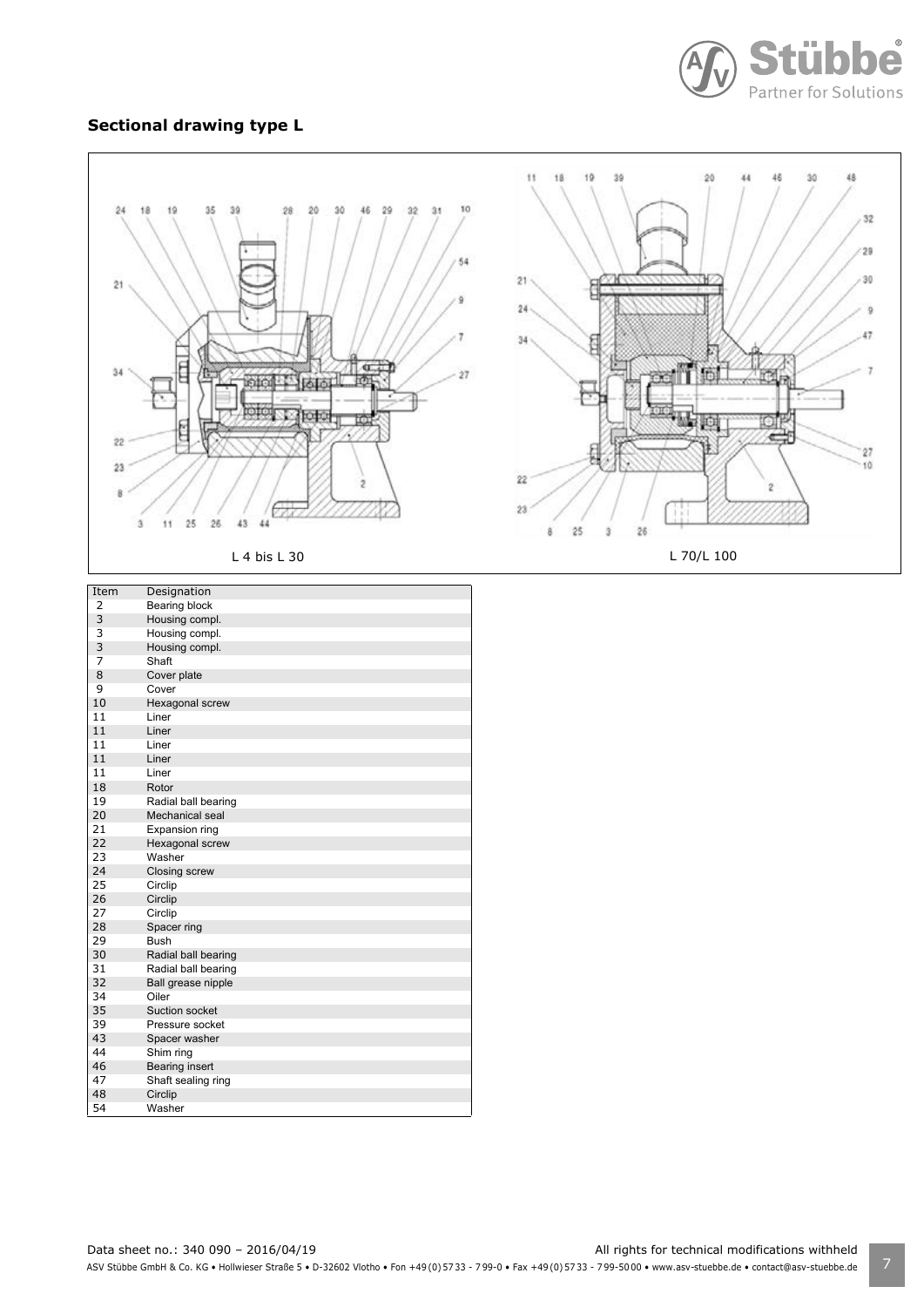## Sectional drawing type L

L 4 bis L 30

L 70/L 100

| Item | Designation |
| --- | --- |
| 2 | Bearing block |
| 3 | Housing compl. |
| 3 | Housing compl. |
| 3 | Housing compl. |
| 7 | Shaft |
| 8 | Cover plate |
| 9 | Cover |
| 10 | Hexagonal screw |
| 11 | Liner |
| 11 | Liner |
| 11 | Liner |
| 11 | Liner |
| 11 | Liner |
| 18 | Rotor |
| 19 | Radial ball bearing |
| 20 | Mechanical seal |
| 21 | Expansion ring |
| 22 | Hexagonal screw |
| 23 | Washer |
| 24 | Closing screw |
| 25 | Circlip |
| 26 | Circlip |
| 27 | Circlip |
| 28 | Spacer ring |
| 29 | Bush |
| 30 | Radial ball bearing |
| 31 | Radial ball bearing |
| 32 | Ball grease nipple |
| 34 | Oiler |
| 35 | Suction socket |
| 39 | Pressure socket |
| 43 | Spacer washer |
| 44 | Shim ring |
| 46 | Bearing insert |
| 47 | Shaft sealing ring |
| 48 | Circlip |
| 54 | Washer |

Data sheet no.: 340 090 – 2016/04/19

All rights for technical modifications withheld

ASV Stübbe GmbH & Co. KG • Hollwieser Straße 5 • D-32602 Vlotho • Fon +49 (0) 57 33 - 7 99-0 • Fax +49 (0) 57 33 - 7 99-50 00 • www.asv-stuebbe.de • contact@asv-stuebbe.de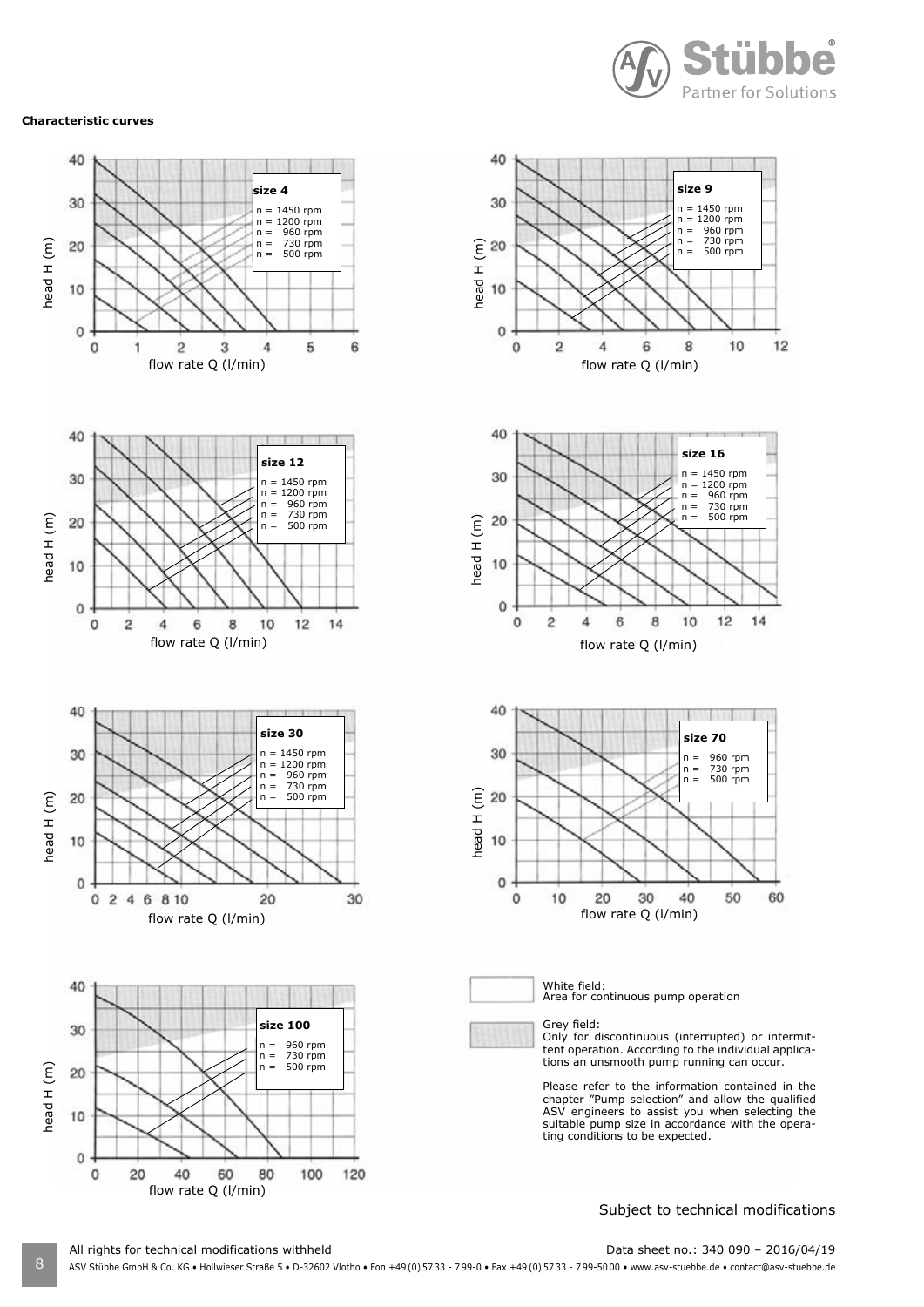**Characteristic curves**

size 4

n = 1450 rpm
n = 1200 rpm
n = 960 rpm
n = 730 rpm
n = 500 rpm

head H (m)

flow rate Q (l/min)

size 9

n = 1450 rpm
n = 1200 rpm
n = 960 rpm
n = 730 rpm
n = 500 rpm

head H (m)

flow rate Q (l/min)

size 12

n = 1450 rpm
n = 1200 rpm
n = 960 rpm
n = 730 rpm
n = 500 rpm

head H (m)

flow rate Q (l/min)

size 16

n = 1450 rpm
n = 1200 rpm
n = 960 rpm
n = 730 rpm
n = 500 rpm

head H (m)

flow rate Q (l/min)

size 30

n = 1450 rpm
n = 1200 rpm
n = 960 rpm
n = 730 rpm
n = 500 rpm

head H (m)

flow rate Q (l/min)

size 70

n = 960 rpm
n = 730 rpm
n = 500 rpm

head H (m)

flow rate Q (l/min)

size 100

n = 960 rpm
n = 730 rpm
n = 500 rpm

head H (m)

flow rate Q (l/min)

White field:
Area for continuous pump operation

Grey field:
Only for discontinuous (interrupted) or intermittent operation. According to the individual applications an unsmooth pump running can occur.

Please refer to the information contained in the chapter "Pump selection" and allow the qualified ASV engineers to assist you when selecting the suitable pump size in accordance with the operating conditions to be expected.

Subject to technical modifications

All rights for technical modifications withheld

Data sheet no.: 340 090 – 2016/04/19

ASV Stübbe GmbH & Co. KG • Hollwieser Straße 5 • D-32602 Vlotho • Fon +49 (0) 57 33 - 7 99-0 • Fax +49 (0) 57 33 - 7 99-50 00 • www.asv-stuebbe.de • contact@asv-stuebbe.de